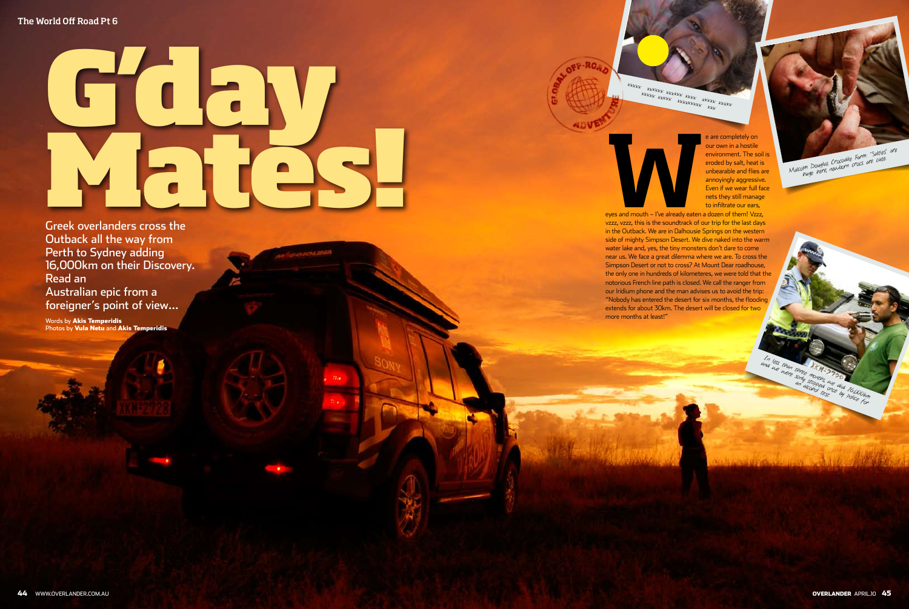# G'day Mates!

Greek overlanders cross the Outback all the way from Perth to Sydney adding 16,000km on their Discovery. Read an Australian epic from a foreigner's point of view...

Words by **Akis Temperidis**
Photos by **Vula Netu** and **Akis Temperidis**

We are completely on our own in a hostile environment. The soil is eroded by salt, heat is unbearable and flies are annoyingly aggressive. Even if we wear full face nets they still manage to infiltrate our ears, eyes and mouth – I've already eaten a dozen of them! Vzzz, vzzz, vzzz, this is the soundtrack of our trip for the last days in the Outback. We are in Dalhousie Springs on the western side of mighty Simpson Desert. We dive naked into the warm water lake and, yes, the tiny monsters don't dare to come near us. We face a great dilemma where we are. To cross the Simpson Desert or not to cross? At Mount Dear roadhouse, the only one in hundreds of kilometeres, we were told that the notorious French line path is closed. We call the ranger from our Iridium phone and the man advises us to avoid the trip: "Nobody has entered the desert for six months, the flooding extends for about 30km. The desert will be closed for two more months at least!"

Malcolm Douglas Crocodile Farm: 'Salties' are huge here, newborn crocs are cute.

In less than three months we did 16,000km and we were only stopped once by police for an alcohol test.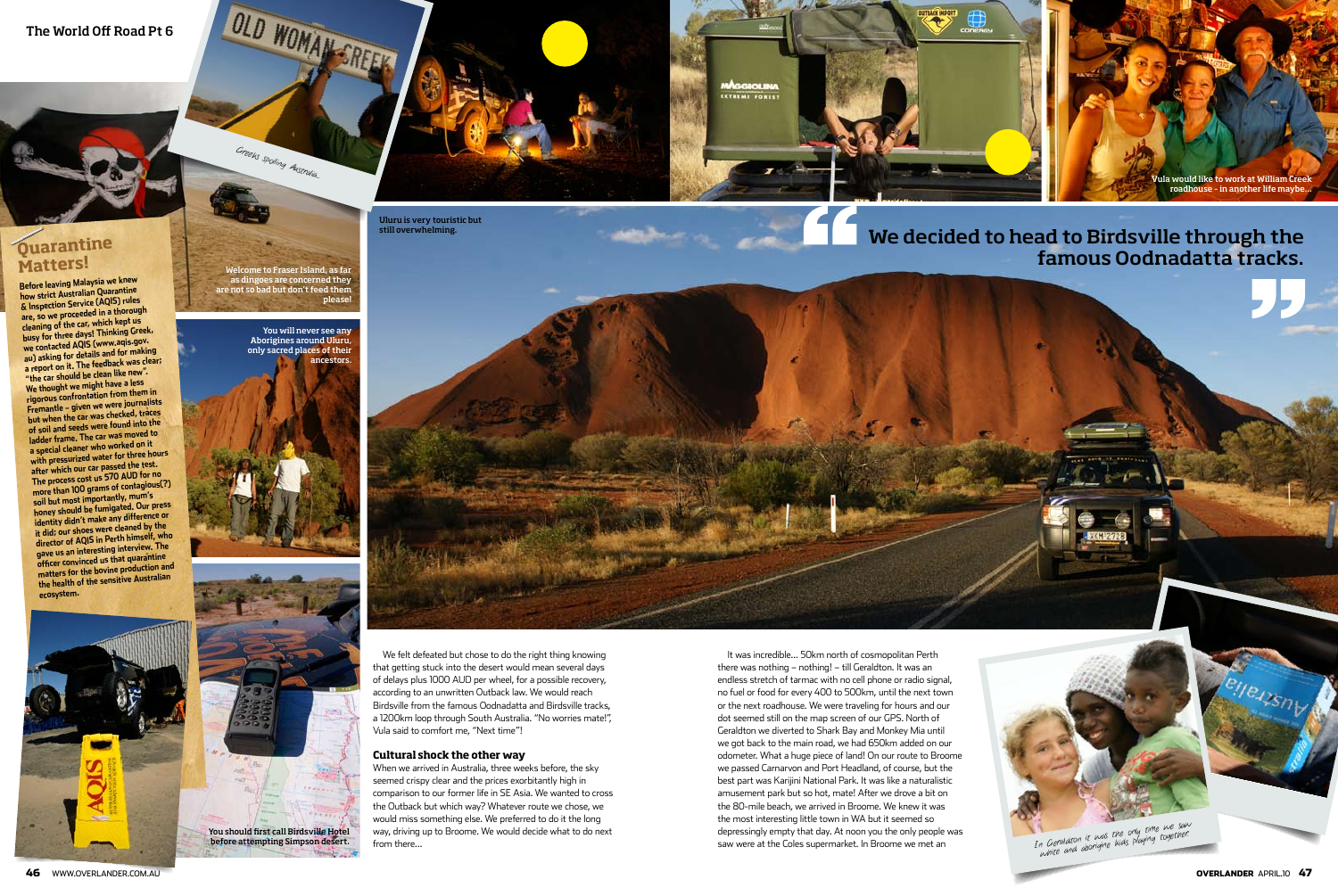## Quarantine Matters!

Before leaving Malaysia we knew how strict Australian Quarantine & Inspection Service (AQIS) rules are, so we proceeded in a thorough cleaning of the car, which kept us busy for three days! Thinking Greek, we contacted AQIS (www.aqis.gov.au) asking for details and for making a report on it. The feedback was clear: "the car should be clean like new". We thought we might have a less rigorous confrontation from them in Fremantle – given we were journalists but when the car was checked, traces of soil and seeds were found into the ladder frame. The car was moved to a special cleaner who worked on it with pressurized water for three hours after which our car passed the test. The process cost us 570 AUD for no more than 100 grams of contagious(?) soil but most importantly, mum's honey should be fumigated. Our press identity didn't make any difference or it did; our shoes were cleaned by the director of AQIS in Perth himself, who gave us an interesting interview. The officer convinced us that quarantine matters for the bovine production and the health of the sensitive Australian ecosystem.

Greeks spoiling Australia...

Welcome to Fraser Island, as far as dingoes are concerned they are not so bad but don't feed them please!

You will never see any Aborigines around Uluru, only sacred places of their ancestors.

You should first call Birdsville Hotel before attempting Simpson desert.

Vula would like to work at William Creek roadhouse - in another life maybe...

Uluru is very touristic but still overwhelming.

> We decided to head to Birdsville through the famous Oodnadatta tracks.

We felt defeated but chose to do the right thing knowing that getting stuck into the desert would mean several days of delays plus 1000 AUD per wheel, for a possible recovery, according to an unwritten Outback law. We would reach Birdsville from the famous Oodnadatta and Birdsville tracks, a 1200km loop through South Australia. "No worries mate!", Vula said to comfort me, "Next time"!

### Cultural shock the other way

When we arrived in Australia, three weeks before, the sky seemed crispy clear and the prices exorbitantly high in comparison to our former life in SE Asia. We wanted to cross the Outback but which way? Whatever route we chose, we would miss something else. We preferred to do it the long way, driving up to Broome. We would decide what to do next from there...

It was incredible... 50km north of cosmopolitan Perth there was nothing – nothing! – till Geraldton. It was an endless stretch of tarmac with no cell phone or radio signal, no fuel or food for every 400 to 500km, until the next town or the next roadhouse. We were traveling for hours and our dot seemed still on the map screen of our GPS. North of Geraldton we diverted to Shark Bay and Monkey Mia until we got back to the main road, we had 650km added on our odometer. What a huge piece of land! On our route to Broome we passed Carnarvon and Port Headland, of course, but the best part was Karijini National Park. It was like a naturalistic amusement park but so hot, mate! After we drove a bit on the 80-mile beach, we arrived in Broome. We knew it was the most interesting little town in WA but it seemed so depressingly empty that day. At noon you the only people was saw were at the Coles supermarket. In Broome we met an

In Geraldton it was the only time we saw white and aborigine kids playing together.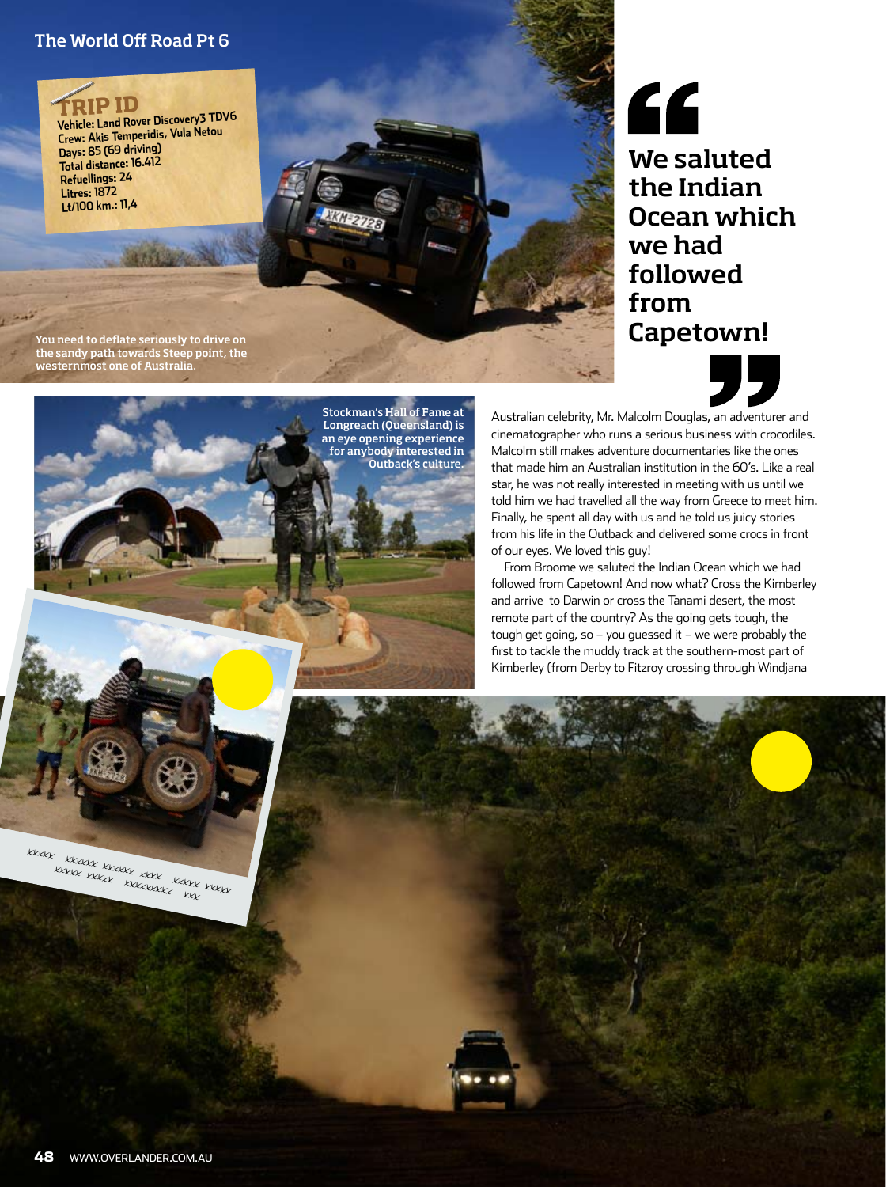**TRIP ID**
Vehicle: Land Rover Discovery3 TDV6
Crew: Akis Temperidis, Vula Netou
Days: 85 (69 driving)
Total distance: 16.412
Refuellings: 24
Litres: 1872
Lt/100 km.: 11,4

You need to deflate seriously to drive on the sandy path towards Steep point, the westernmost one of Australia.

> "We saluted the Indian Ocean which we had followed from Capetown!"

Stockman's Hall of Fame at Longreach (Queensland) is an eye opening experience for anybody interested in Outback's culture.

xxxxx xxxxxx xxxxxx xxxx xxxxx xxxxx xxxxx xxxxx xxxxxxxxx xxx

Australian celebrity, Mr. Malcolm Douglas, an adventurer and cinematographer who runs a serious business with crocodiles. Malcolm still makes adventure documentaries like the ones that made him an Australian institution in the 60's. Like a real star, he was not really interested in meeting with us until we told him we had travelled all the way from Greece to meet him. Finally, he spent all day with us and he told us juicy stories from his life in the Outback and delivered some crocs in front of our eyes. We loved this guy!

From Broome we saluted the Indian Ocean which we had followed from Capetown! And now what? Cross the Kimberley and arrive to Darwin or cross the Tanami desert, the most remote part of the country? As the going gets tough, the tough get going, so – you guessed it – we were probably the first to tackle the muddy track at the southern-most part of Kimberley (from Derby to Fitzroy crossing through Windjana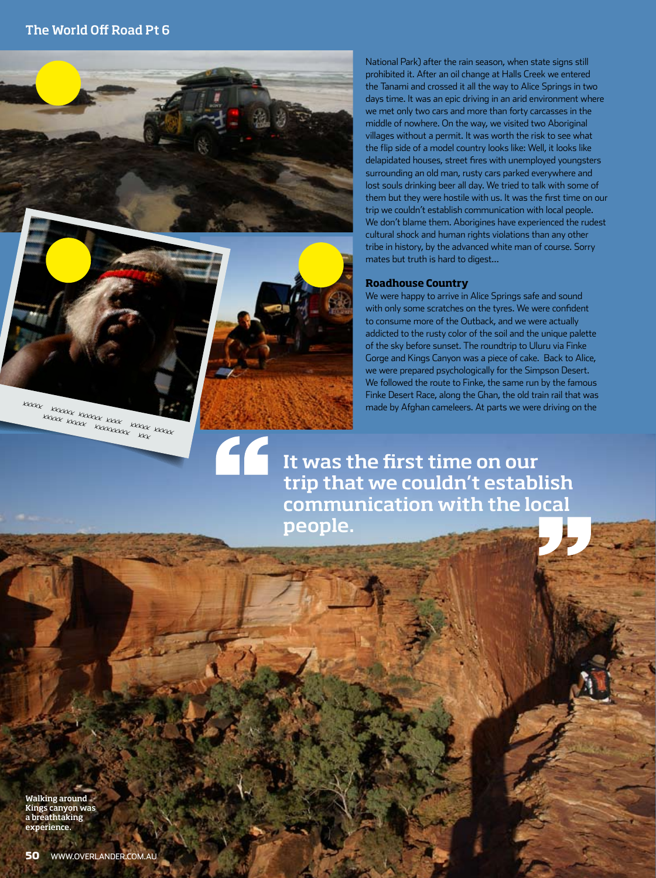National Park) after the rain season, when state signs still prohibited it. After an oil change at Halls Creek we entered the Tanami and crossed it all the way to Alice Springs in two days time. It was an epic driving in an arid environment where we met only two cars and more than forty carcasses in the middle of nowhere. On the way, we visited two Aboriginal villages without a permit. It was worth the risk to see what the flip side of a model country looks like: Well, it looks like delapidated houses, street fires with unemployed youngsters surrounding an old man, rusty cars parked everywhere and lost souls drinking beer all day. We tried to talk with some of them but they were hostile with us. It was the first time on our trip we couldn't establish communication with local people. We don't blame them. Aborigines have experienced the rudest cultural shock and human rights violations than any other tribe in history, by the advanced white man of course. Sorry mates but truth is hard to digest…

### Roadhouse Country

We were happy to arrive in Alice Springs safe and sound with only some scratches on the tyres. We were confident to consume more of the Outback, and we were actually addicted to the rusty color of the soil and the unique palette of the sky before sunset. The roundtrip to Uluru via Finke Gorge and Kings Canyon was a piece of cake. Back to Alice, we were prepared psychologically for the Simpson Desert. We followed the route to Finke, the same run by the famous Finke Desert Race, along the Ghan, the old train rail that was made by Afghan cameleers. At parts we were driving on the

> "It was the first time on our trip that we couldn't establish communication with the local people."

xxxxx xxxxx xxxxx xxxx xxxxx xxxxx xxxxx xxxxx xxxxxxxx xxx

**Walking around Kings canyon was a breathtaking experience.**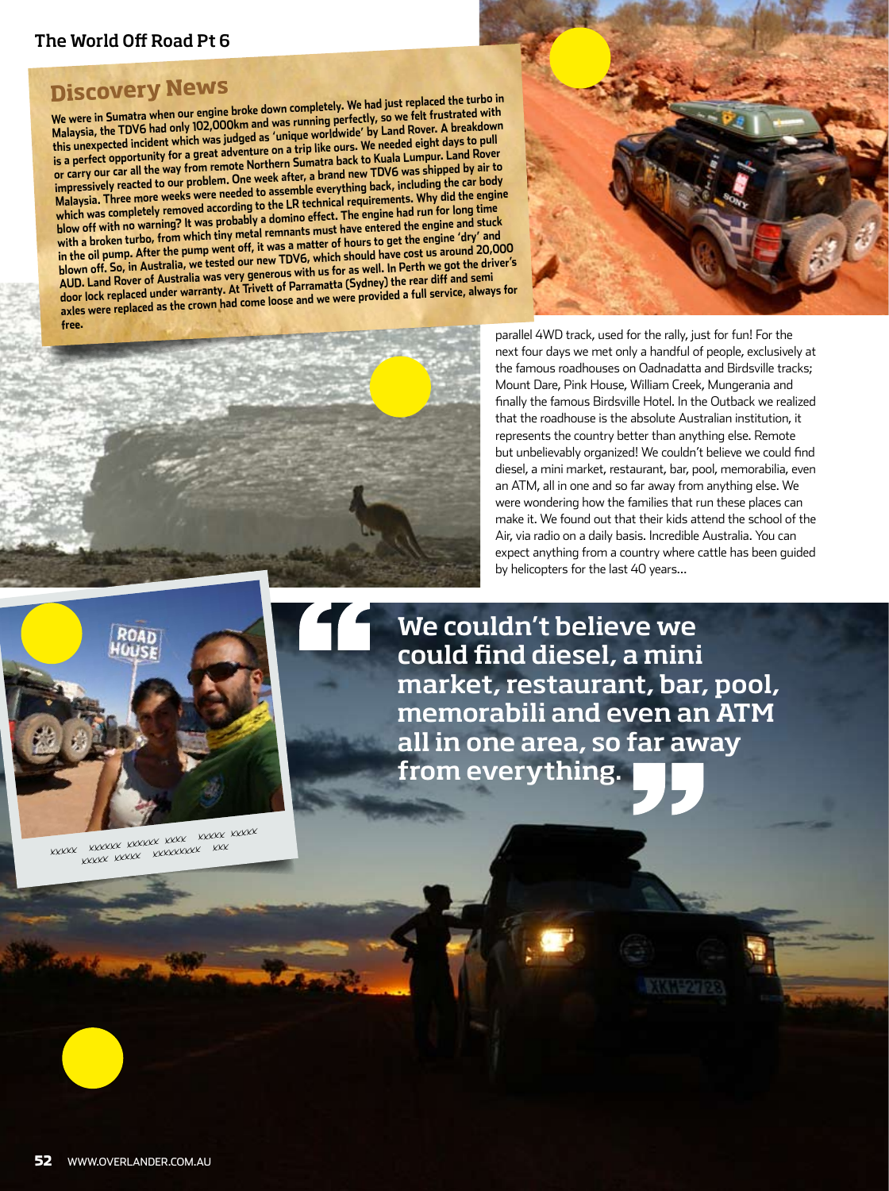## Discovery News

We were in Sumatra when our engine broke down completely. We had just replaced the turbo in Malaysia, the TDV6 had only 102,000km and was running perfectly, so we felt frustrated with this unexpected incident which was judged as 'unique worldwide' by Land Rover. A breakdown is a perfect opportunity for a great adventure on a trip like ours. We needed eight days to pull or carry our car all the way from remote Northern Sumatra back to Kuala Lumpur. Land Rover impressively reacted to our problem. One week after, a brand new TDV6 was shipped by air to Malaysia. Three more weeks were needed to assemble everything back, including the car body which was completely removed according to the LR technical requirements. Why did the engine blow off with no warning? It was probably a domino effect. The engine had run for long time with a broken turbo, from which tiny metal remnants must have entered the engine and stuck in the oil pump. After the pump went off, it was a matter of hours to get the engine 'dry' and blown off. So, in Australia, we tested our new TDV6, which should have cost us around 20,000 AUD. Land Rover of Australia was very generous with us for as well. In Perth we got the driver's door lock replaced under warranty. At Trivett of Parramatta (Sydney) the rear diff and semi axles were replaced as the crown had come loose and we were provided a full service, always for free.

parallel 4WD track, used for the rally, just for fun! For the next four days we met only a handful of people, exclusively at the famous roadhouses on Oadnadatta and Birdsville tracks; Mount Dare, Pink House, William Creek, Mungerania and finally the famous Birdsville Hotel. In the Outback we realized that the roadhouse is the absolute Australian institution, it represents the country better than anything else. Remote but unbelievably organized! We couldn't believe we could find diesel, a mini market, restaurant, bar, pool, memorabilia, even an ATM, all in one and so far away from anything else. We were wondering how the families that run these places can make it. We found out that their kids attend the school of the Air, via radio on a daily basis. Incredible Australia. You can expect anything from a country where cattle has been guided by helicopters for the last 40 years...

> "We couldn't believe we could find diesel, a mini market, restaurant, bar, pool, memorabili and even an ATM all in one area, so far away from everything."

xxxxx xxxxxx xxxxxx xxxx xxxxx xxxxx xxxxx xxxxx xxxxxxxxx xxx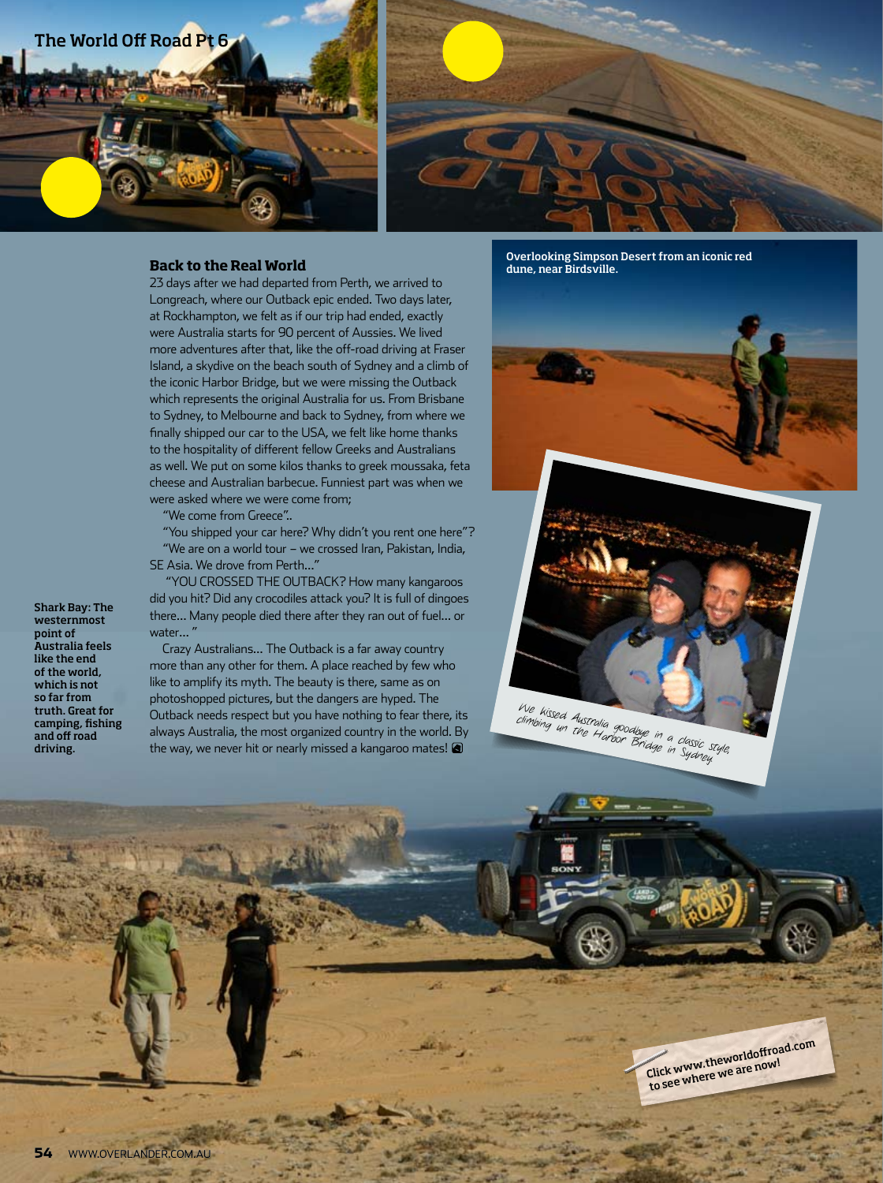The World Off Road Pt 6

## Back to the Real World

23 days after we had departed from Perth, we arrived to Longreach, where our Outback epic ended. Two days later, at Rockhampton, we felt as if our trip had ended, exactly were Australia starts for 90 percent of Aussies. We lived more adventures after that, like the off-road driving at Fraser Island, a skydive on the beach south of Sydney and a climb of the iconic Harbor Bridge, but we were missing the Outback which represents the original Australia for us. From Brisbane to Sydney, to Melbourne and back to Sydney, from where we finally shipped our car to the USA, we felt like home thanks to the hospitality of different fellow Greeks and Australians as well. We put on some kilos thanks to greek moussaka, feta cheese and Australian barbecue. Funniest part was when we were asked where we were come from;

"We come from Greece"..

"You shipped your car here? Why didn't you rent one here"?

"We are on a world tour – we crossed Iran, Pakistan, India, SE Asia. We drove from Perth..."

"YOU CROSSED THE OUTBACK? How many kangaroos did you hit? Did any crocodiles attack you? It is full of dingoes there... Many people died there after they ran out of fuel... or water... "

Crazy Australians... The Outback is a far away country more than any other for them. A place reached by few who like to amplify its myth. The beauty is there, same as on photoshopped pictures, but the dangers are hyped. The Outback needs respect but you have nothing to fear there, its always Australia, the most organized country in the world. By the way, we never hit or nearly missed a kangaroo mates!

**Overlooking Simpson Desert from an iconic red dune, near Birdsville.**

*We kissed Australia goodbye in a classic style, climbing un the Harbor Bridge in Sydney*

**Shark Bay: The westernmost point of Australia feels like the end of the world, which is not so far from truth. Great for camping, fishing and off road driving.**

Click www.theworldoffroad.com to see where we are now!